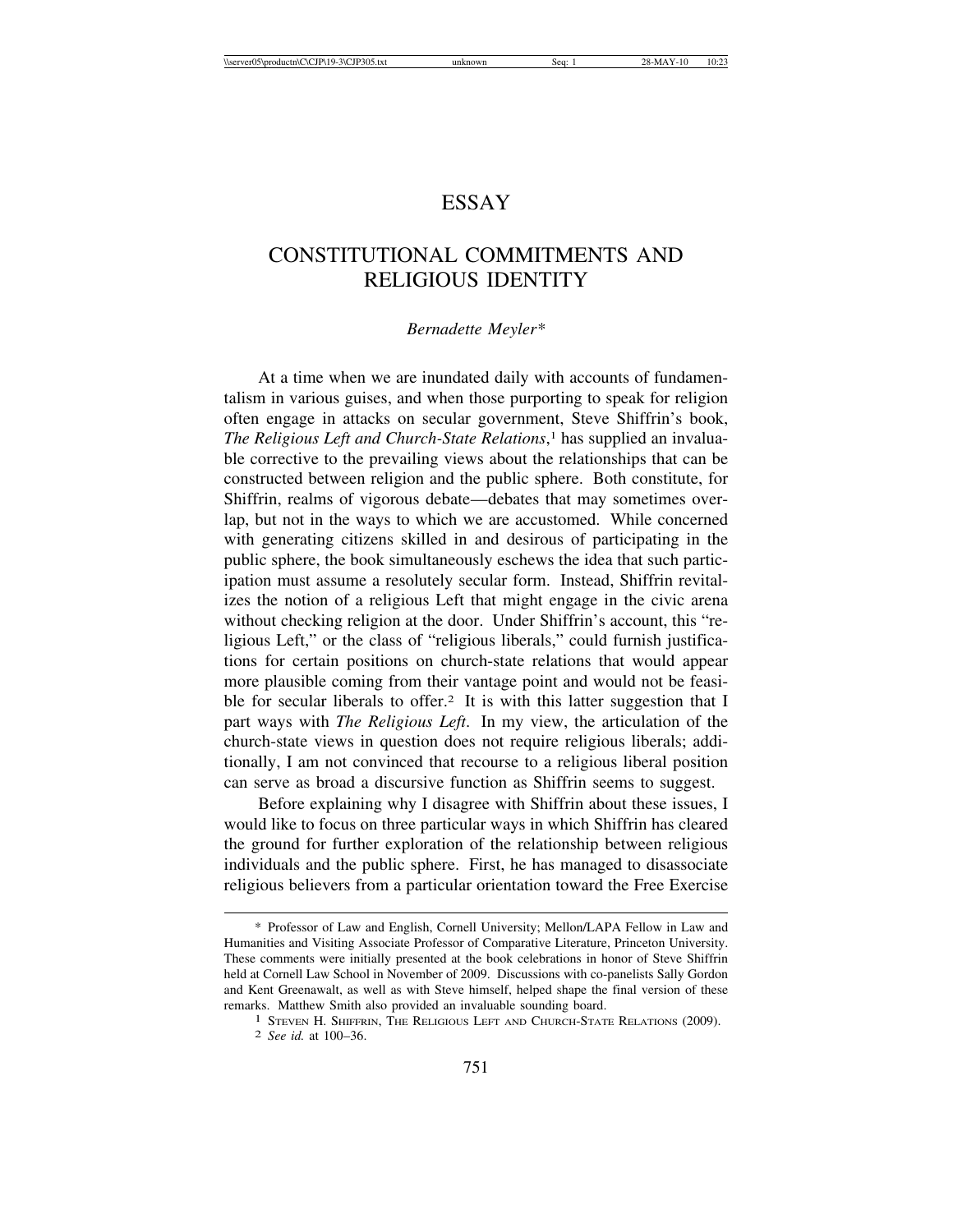# ESSAY

## CONSTITUTIONAL COMMITMENTS AND RELIGIOUS IDENTITY

*Bernadette Meyler\**

At a time when we are inundated daily with accounts of fundamentalism in various guises, and when those purporting to speak for religion often engage in attacks on secular government, Steve Shiffrin's book, *The Religious Left and Church-State Relations*,[1] has supplied an invaluable corrective to the prevailing views about the relationships that can be constructed between religion and the public sphere. Both constitute, for Shiffrin, realms of vigorous debate—debates that may sometimes overlap, but not in the ways to which we are accustomed. While concerned with generating citizens skilled in and desirous of participating in the public sphere, the book simultaneously eschews the idea that such participation must assume a resolutely secular form. Instead, Shiffrin revitalizes the notion of a religious Left that might engage in the civic arena without checking religion at the door. Under Shiffrin's account, this "religious Left," or the class of "religious liberals," could furnish justifications for certain positions on church-state relations that would appear more plausible coming from their vantage point and would not be feasible for secular liberals to offer.[2] It is with this latter suggestion that I part ways with *The Religious Left*. In my view, the articulation of the church-state views in question does not require religious liberals; additionally, I am not convinced that recourse to a religious liberal position can serve as broad a discursive function as Shiffrin seems to suggest.

Before explaining why I disagree with Shiffrin about these issues, I would like to focus on three particular ways in which Shiffrin has cleared the ground for further exploration of the relationship between religious individuals and the public sphere. First, he has managed to disassociate religious believers from a particular orientation toward the Free Exercise

---

\* Professor of Law and English, Cornell University; Mellon/LAPA Fellow in Law and Humanities and Visiting Associate Professor of Comparative Literature, Princeton University. These comments were initially presented at the book celebrations in honor of Steve Shiffrin held at Cornell Law School in November of 2009. Discussions with co-panelists Sally Gordon and Kent Greenawalt, as well as with Steve himself, helped shape the final version of these remarks. Matthew Smith also provided an invaluable sounding board.

[1] Steven H. Shiffrin, The Religious Left and Church-State Relations (2009).

[2] *See id.* at 100–36.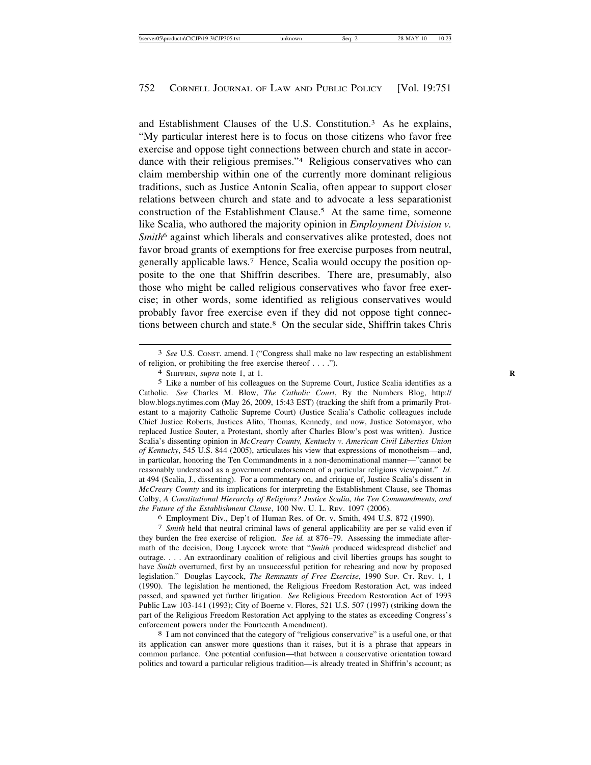and Establishment Clauses of the U.S. Constitution.[3] As he explains, "My particular interest here is to focus on those citizens who favor free exercise and oppose tight connections between church and state in accordance with their religious premises."[4] Religious conservatives who can claim membership within one of the currently more dominant religious traditions, such as Justice Antonin Scalia, often appear to support closer relations between church and state and to advocate a less separationist construction of the Establishment Clause.[5] At the same time, someone like Scalia, who authored the majority opinion in *Employment Division v. Smith*[6] against which liberals and conservatives alike protested, does not favor broad grants of exemptions for free exercise purposes from neutral, generally applicable laws.[7] Hence, Scalia would occupy the position opposite to the one that Shiffrin describes. There are, presumably, also those who might be called religious conservatives who favor free exercise; in other words, some identified as religious conservatives would probably favor free exercise even if they did not oppose tight connections between church and state.[8] On the secular side, Shiffrin takes Chris

---

[3] *See* U.S. CONST. amend. I ("Congress shall make no law respecting an establishment of religion, or prohibiting the free exercise thereof . . . .").

[4] SHIFFRIN, *supra* note 1, at 1.

[5] Like a number of his colleagues on the Supreme Court, Justice Scalia identifies as a Catholic. *See* Charles M. Blow, *The Catholic Court*, By the Numbers Blog, http://blow.blogs.nytimes.com (May 26, 2009, 15:43 EST) (tracking the shift from a primarily Protestant to a majority Catholic Supreme Court) (Justice Scalia's Catholic colleagues include Chief Justice Roberts, Justices Alito, Thomas, Kennedy, and now, Justice Sotomayor, who replaced Justice Souter, a Protestant, shortly after Charles Blow's post was written). Justice Scalia's dissenting opinion in *McCreary County, Kentucky v. American Civil Liberties Union of Kentucky*, 545 U.S. 844 (2005), articulates his view that expressions of monotheism—and, in particular, honoring the Ten Commandments in a non-denominational manner—"cannot be reasonably understood as a government endorsement of a particular religious viewpoint." *Id.* at 494 (Scalia, J., dissenting). For a commentary on, and critique of, Justice Scalia's dissent in *McCreary County* and its implications for interpreting the Establishment Clause, see Thomas Colby, *A Constitutional Hierarchy of Religions? Justice Scalia, the Ten Commandments, and the Future of the Establishment Clause*, 100 NW. U. L. REV. 1097 (2006).

[6] Employment Div., Dep't of Human Res. of Or. v. Smith, 494 U.S. 872 (1990).

[7] *Smith* held that neutral criminal laws of general applicability are per se valid even if they burden the free exercise of religion. *See id.* at 876–79. Assessing the immediate aftermath of the decision, Doug Laycock wrote that "*Smith* produced widespread disbelief and outrage. . . . An extraordinary coalition of religious and civil liberties groups has sought to have *Smith* overturned, first by an unsuccessful petition for rehearing and now by proposed legislation." Douglas Laycock, *The Remnants of Free Exercise*, 1990 SUP. CT. REV. 1, 1 (1990). The legislation he mentioned, the Religious Freedom Restoration Act, was indeed passed, and spawned yet further litigation. *See* Religious Freedom Restoration Act of 1993 Public Law 103-141 (1993); City of Boerne v. Flores, 521 U.S. 507 (1997) (striking down the part of the Religious Freedom Restoration Act applying to the states as exceeding Congress's enforcement powers under the Fourteenth Amendment).

[8] I am not convinced that the category of "religious conservative" is a useful one, or that its application can answer more questions than it raises, but it is a phrase that appears in common parlance. One potential confusion—that between a conservative orientation toward politics and toward a particular religious tradition—is already treated in Shiffrin's account; as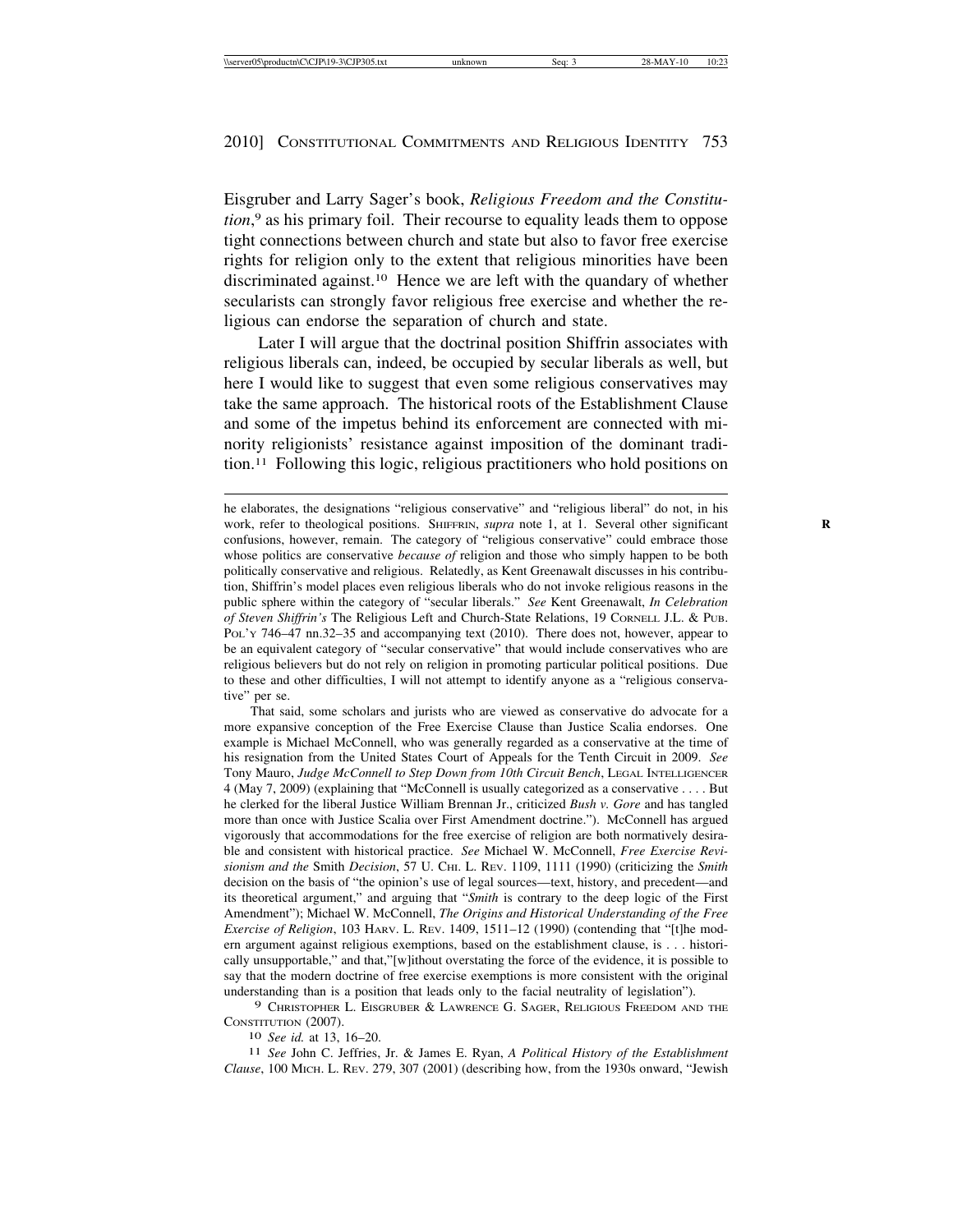Eisgruber and Larry Sager's book, *Religious Freedom and the Constitution*,[9] as his primary foil. Their recourse to equality leads them to oppose tight connections between church and state but also to favor free exercise rights for religion only to the extent that religious minorities have been discriminated against.[10] Hence we are left with the quandary of whether secularists can strongly favor religious free exercise and whether the religious can endorse the separation of church and state.

Later I will argue that the doctrinal position Shiffrin associates with religious liberals can, indeed, be occupied by secular liberals as well, but here I would like to suggest that even some religious conservatives may take the same approach. The historical roots of the Establishment Clause and some of the impetus behind its enforcement are connected with minority religionists' resistance against imposition of the dominant tradition.[11] Following this logic, religious practitioners who hold positions on

---

he elaborates, the designations "religious conservative" and "religious liberal" do not, in his work, refer to theological positions. SHIFFRIN, *supra* note 1, at 1. Several other significant confusions, however, remain. The category of "religious conservative" could embrace those whose politics are conservative *because of* religion and those who simply happen to be both politically conservative and religious. Relatedly, as Kent Greenawalt discusses in his contribution, Shiffrin's model places even religious liberals who do not invoke religious reasons in the public sphere within the category of "secular liberals." *See* Kent Greenawalt, *In Celebration of Steven Shiffrin's* The Religious Left and Church-State Relations, 19 CORNELL J.L. & PUB. POL'Y 746–47 nn.32–35 and accompanying text (2010). There does not, however, appear to be an equivalent category of "secular conservative" that would include conservatives who are religious believers but do not rely on religion in promoting particular political positions. Due to these and other difficulties, I will not attempt to identify anyone as a "religious conservative" per se.

That said, some scholars and jurists who are viewed as conservative do advocate for a more expansive conception of the Free Exercise Clause than Justice Scalia endorses. One example is Michael McConnell, who was generally regarded as a conservative at the time of his resignation from the United States Court of Appeals for the Tenth Circuit in 2009. *See* Tony Mauro, *Judge McConnell to Step Down from 10th Circuit Bench*, LEGAL INTELLIGENCER 4 (May 7, 2009) (explaining that "McConnell is usually categorized as a conservative . . . . But he clerked for the liberal Justice William Brennan Jr., criticized *Bush v. Gore* and has tangled more than once with Justice Scalia over First Amendment doctrine."). McConnell has argued vigorously that accommodations for the free exercise of religion are both normatively desirable and consistent with historical practice. *See* Michael W. McConnell, *Free Exercise Revisionism and the* Smith *Decision*, 57 U. CHI. L. REV. 1109, 1111 (1990) (criticizing the *Smith* decision on the basis of "the opinion's use of legal sources—text, history, and precedent—and its theoretical argument," and arguing that "*Smith* is contrary to the deep logic of the First Amendment"); Michael W. McConnell, *The Origins and Historical Understanding of the Free Exercise of Religion*, 103 HARV. L. REV. 1409, 1511–12 (1990) (contending that "[t]he modern argument against religious exemptions, based on the establishment clause, is . . . historically unsupportable," and that,"[w]ithout overstating the force of the evidence, it is possible to say that the modern doctrine of free exercise exemptions is more consistent with the original understanding than is a position that leads only to the facial neutrality of legislation").

[9] CHRISTOPHER L. EISGRUBER & LAWRENCE G. SAGER, RELIGIOUS FREEDOM AND THE CONSTITUTION (2007).

[10] *See id.* at 13, 16–20.

[11] *See* John C. Jeffries, Jr. & James E. Ryan, *A Political History of the Establishment Clause*, 100 MICH. L. REV. 279, 307 (2001) (describing how, from the 1930s onward, "Jewish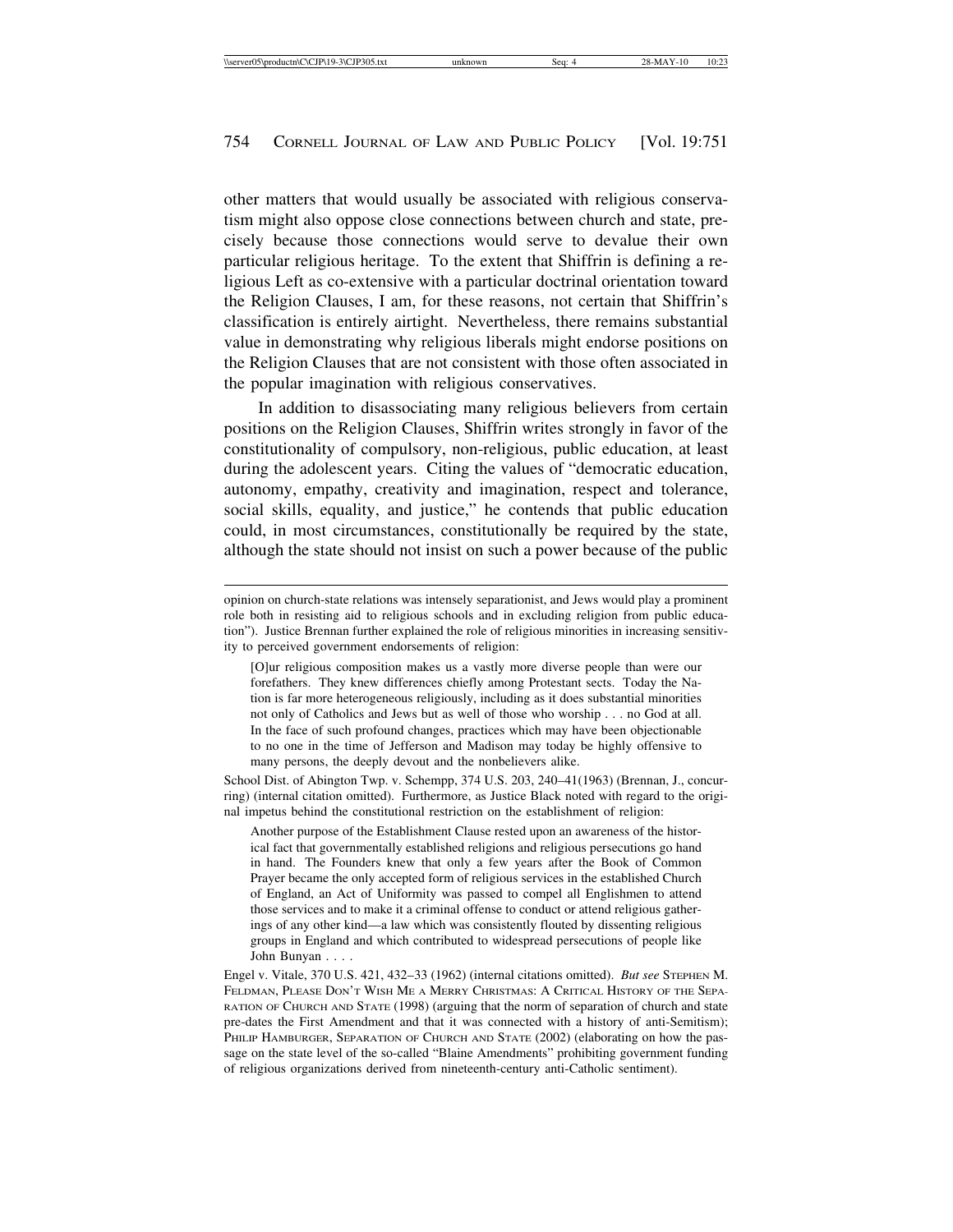other matters that would usually be associated with religious conservatism might also oppose close connections between church and state, precisely because those connections would serve to devalue their own particular religious heritage. To the extent that Shiffrin is defining a religious Left as co-extensive with a particular doctrinal orientation toward the Religion Clauses, I am, for these reasons, not certain that Shiffrin's classification is entirely airtight. Nevertheless, there remains substantial value in demonstrating why religious liberals might endorse positions on the Religion Clauses that are not consistent with those often associated in the popular imagination with religious conservatives.

In addition to disassociating many religious believers from certain positions on the Religion Clauses, Shiffrin writes strongly in favor of the constitutionality of compulsory, non-religious, public education, at least during the adolescent years. Citing the values of "democratic education, autonomy, empathy, creativity and imagination, respect and tolerance, social skills, equality, and justice," he contends that public education could, in most circumstances, constitutionally be required by the state, although the state should not insist on such a power because of the public

---

opinion on church-state relations was intensely separationist, and Jews would play a prominent role both in resisting aid to religious schools and in excluding religion from public education"). Justice Brennan further explained the role of religious minorities in increasing sensitivity to perceived government endorsements of religion:

> [O]ur religious composition makes us a vastly more diverse people than were our forefathers. They knew differences chiefly among Protestant sects. Today the Nation is far more heterogeneous religiously, including as it does substantial minorities not only of Catholics and Jews but as well of those who worship . . . no God at all. In the face of such profound changes, practices which may have been objectionable to no one in the time of Jefferson and Madison may today be highly offensive to many persons, the deeply devout and the nonbelievers alike.

School Dist. of Abington Twp. v. Schempp, 374 U.S. 203, 240–41(1963) (Brennan, J., concurring) (internal citation omitted). Furthermore, as Justice Black noted with regard to the original impetus behind the constitutional restriction on the establishment of religion:

> Another purpose of the Establishment Clause rested upon an awareness of the historical fact that governmentally established religions and religious persecutions go hand in hand. The Founders knew that only a few years after the Book of Common Prayer became the only accepted form of religious services in the established Church of England, an Act of Uniformity was passed to compel all Englishmen to attend those services and to make it a criminal offense to conduct or attend religious gatherings of any other kind—a law which was consistently flouted by dissenting religious groups in England and which contributed to widespread persecutions of people like John Bunyan . . . .

Engel v. Vitale, 370 U.S. 421, 432–33 (1962) (internal citations omitted). *But see* STEPHEN M. FELDMAN, PLEASE DON'T WISH ME A MERRY CHRISTMAS: A CRITICAL HISTORY OF THE SEPARATION OF CHURCH AND STATE (1998) (arguing that the norm of separation of church and state pre-dates the First Amendment and that it was connected with a history of anti-Semitism); PHILIP HAMBURGER, SEPARATION OF CHURCH AND STATE (2002) (elaborating on how the passage on the state level of the so-called "Blaine Amendments" prohibiting government funding of religious organizations derived from nineteenth-century anti-Catholic sentiment).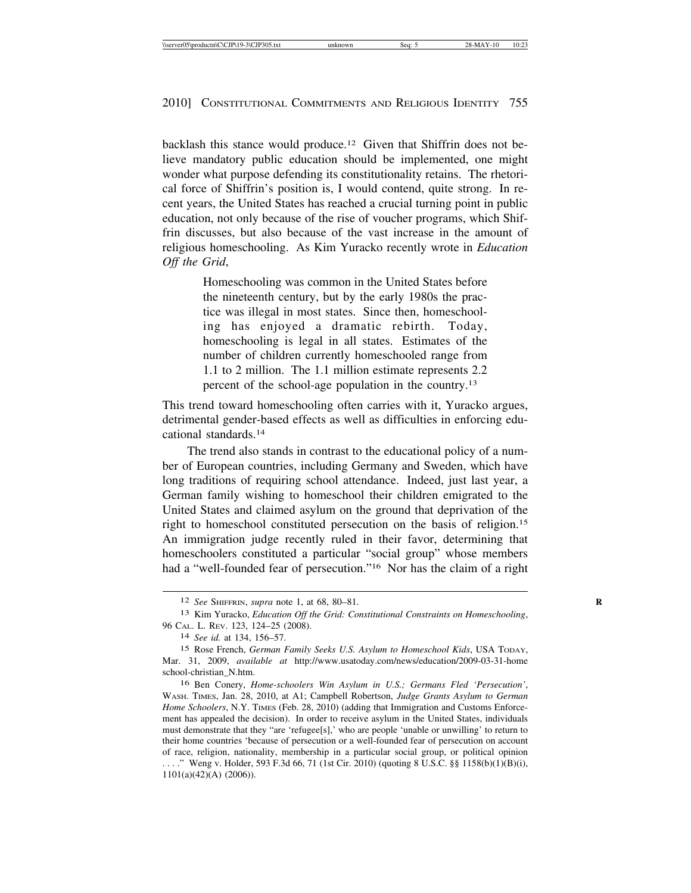backlash this stance would produce.[12] Given that Shiffrin does not believe mandatory public education should be implemented, one might wonder what purpose defending its constitutionality retains. The rhetorical force of Shiffrin's position is, I would contend, quite strong. In recent years, the United States has reached a crucial turning point in public education, not only because of the rise of voucher programs, which Shiffrin discusses, but also because of the vast increase in the amount of religious homeschooling. As Kim Yuracko recently wrote in *Education Off the Grid*,

> Homeschooling was common in the United States before the nineteenth century, but by the early 1980s the practice was illegal in most states. Since then, homeschooling has enjoyed a dramatic rebirth. Today, homeschooling is legal in all states. Estimates of the number of children currently homeschooled range from 1.1 to 2 million. The 1.1 million estimate represents 2.2 percent of the school-age population in the country.[13]

This trend toward homeschooling often carries with it, Yuracko argues, detrimental gender-based effects as well as difficulties in enforcing educational standards.[14]

The trend also stands in contrast to the educational policy of a number of European countries, including Germany and Sweden, which have long traditions of requiring school attendance. Indeed, just last year, a German family wishing to homeschool their children emigrated to the United States and claimed asylum on the ground that deprivation of the right to homeschool constituted persecution on the basis of religion.[15] An immigration judge recently ruled in their favor, determining that homeschoolers constituted a particular "social group" whose members had a "well-founded fear of persecution."[16] Nor has the claim of a right

---

[12] *See* Shiffrin, *supra* note 1, at 68, 80–81.

[13] Kim Yuracko, *Education Off the Grid: Constitutional Constraints on Homeschooling*, 96 Cal. L. Rev. 123, 124–25 (2008).

[14] *See id.* at 134, 156–57.

[15] Rose French, *German Family Seeks U.S. Asylum to Homeschool Kids*, USA Today, Mar. 31, 2009, *available at* http://www.usatoday.com/news/education/2009-03-31-homeschool-christian_N.htm.

[16] Ben Conery, *Home-schoolers Win Asylum in U.S.; Germans Fled 'Persecution'*, Wash. Times, Jan. 28, 2010, at A1; Campbell Robertson, *Judge Grants Asylum to German Home Schoolers*, N.Y. Times (Feb. 28, 2010) (adding that Immigration and Customs Enforcement has appealed the decision). In order to receive asylum in the United States, individuals must demonstrate that they "are 'refugee[s],' who are people 'unable or unwilling' to return to their home countries 'because of persecution or a well-founded fear of persecution on account of race, religion, nationality, membership in a particular social group, or political opinion . . . .'" Weng v. Holder, 593 F.3d 66, 71 (1st Cir. 2010) (quoting 8 U.S.C. §§ 1158(b)(1)(B)(i), 1101(a)(42)(A) (2006)).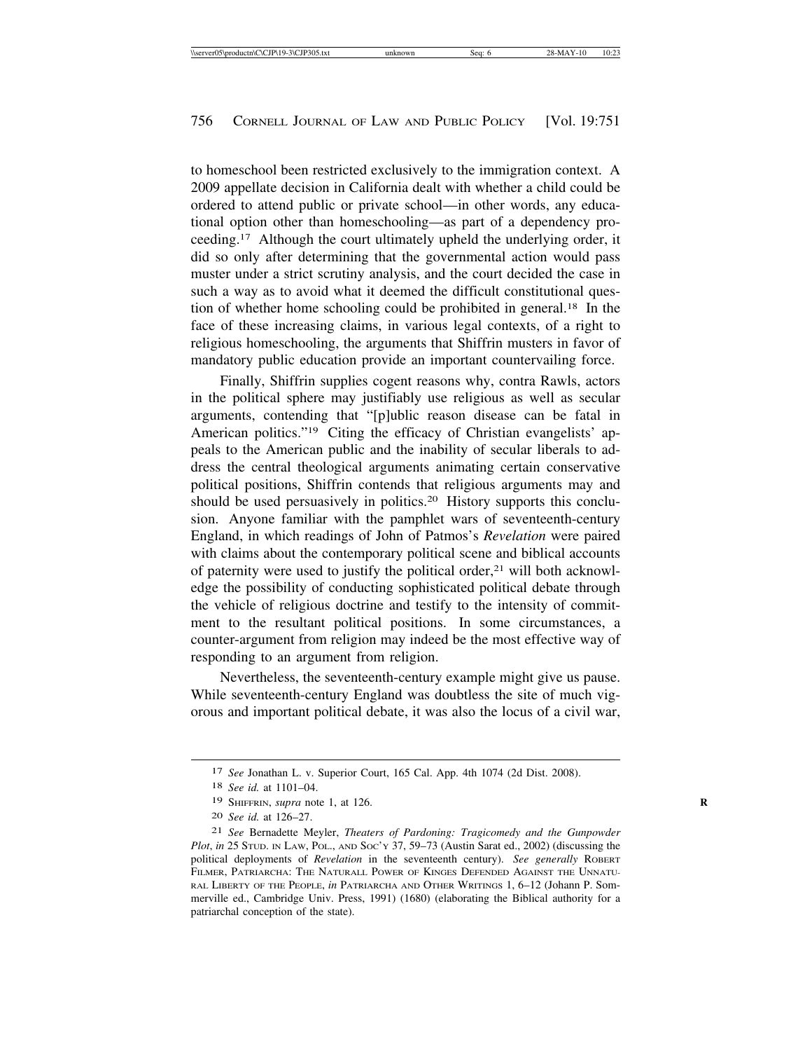to homeschool been restricted exclusively to the immigration context. A 2009 appellate decision in California dealt with whether a child could be ordered to attend public or private school—in other words, any educational option other than homeschooling—as part of a dependency proceeding.[17] Although the court ultimately upheld the underlying order, it did so only after determining that the governmental action would pass muster under a strict scrutiny analysis, and the court decided the case in such a way as to avoid what it deemed the difficult constitutional question of whether home schooling could be prohibited in general.[18] In the face of these increasing claims, in various legal contexts, of a right to religious homeschooling, the arguments that Shiffrin musters in favor of mandatory public education provide an important countervailing force.

Finally, Shiffrin supplies cogent reasons why, contra Rawls, actors in the political sphere may justifiably use religious as well as secular arguments, contending that "[p]ublic reason disease can be fatal in American politics."[19] Citing the efficacy of Christian evangelists' appeals to the American public and the inability of secular liberals to address the central theological arguments animating certain conservative political positions, Shiffrin contends that religious arguments may and should be used persuasively in politics.[20] History supports this conclusion. Anyone familiar with the pamphlet wars of seventeenth-century England, in which readings of John of Patmos's *Revelation* were paired with claims about the contemporary political scene and biblical accounts of paternity were used to justify the political order,[21] will both acknowledge the possibility of conducting sophisticated political debate through the vehicle of religious doctrine and testify to the intensity of commitment to the resultant political positions. In some circumstances, a counter-argument from religion may indeed be the most effective way of responding to an argument from religion.

Nevertheless, the seventeenth-century example might give us pause. While seventeenth-century England was doubtless the site of much vigorous and important political debate, it was also the locus of a civil war,

---

[17] *See* Jonathan L. v. Superior Court, 165 Cal. App. 4th 1074 (2d Dist. 2008).

[18] *See id.* at 1101–04.

[19] SHIFFRIN, *supra* note 1, at 126.

[20] *See id.* at 126–27.

[21] *See* Bernadette Meyler, *Theaters of Pardoning: Tragicomedy and the Gunpowder Plot*, *in* 25 STUD. IN LAW, POL., AND SOC'Y 37, 59–73 (Austin Sarat ed., 2002) (discussing the political deployments of *Revelation* in the seventeenth century). *See generally* ROBERT FILMER, PATRIARCHA: THE NATURALL POWER OF KINGES DEFENDED AGAINST THE UNNATURAL LIBERTY OF THE PEOPLE, *in* PATRIARCHA AND OTHER WRITINGS 1, 6–12 (Johann P. Sommerville ed., Cambridge Univ. Press, 1991) (1680) (elaborating the Biblical authority for a patriarchal conception of the state).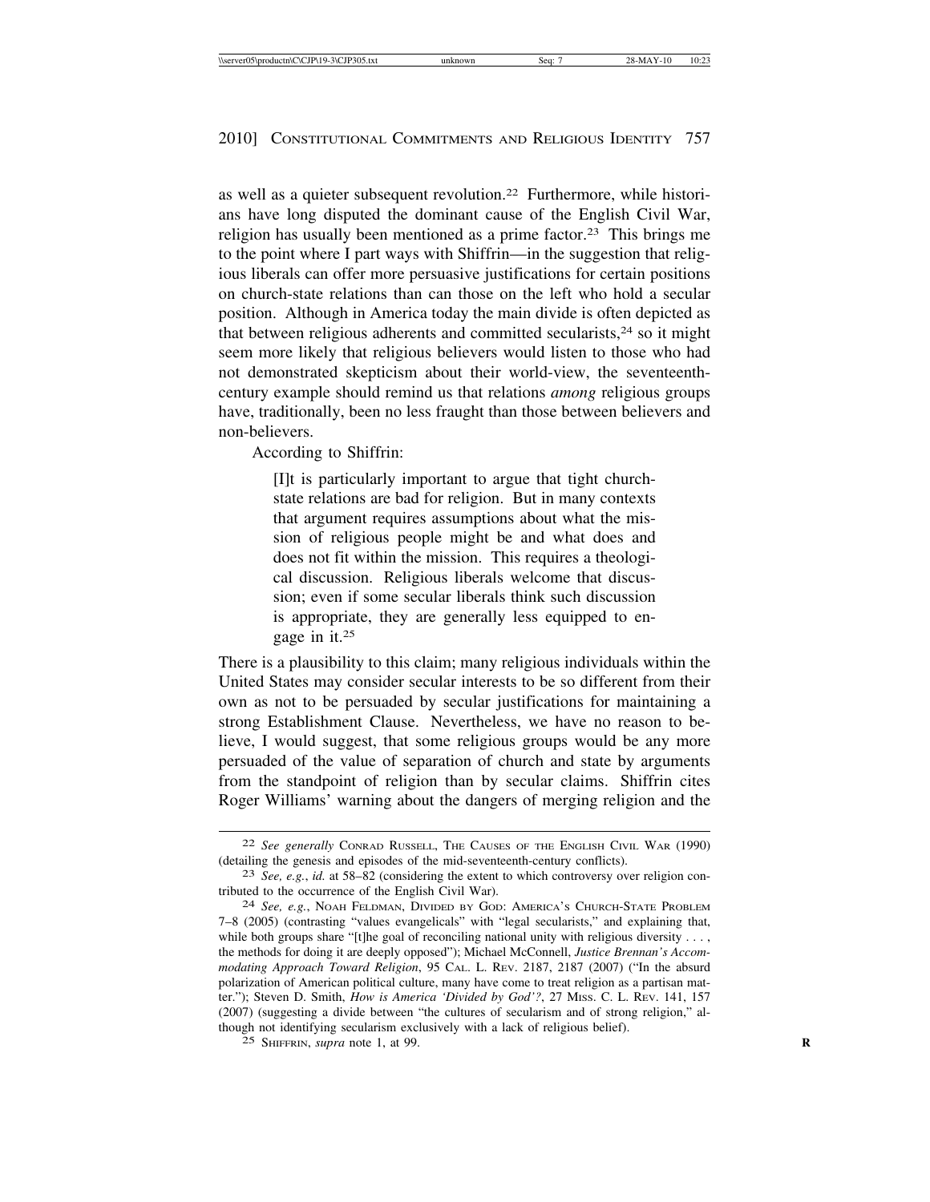as well as a quieter subsequent revolution.[22] Furthermore, while historians have long disputed the dominant cause of the English Civil War, religion has usually been mentioned as a prime factor.[23] This brings me to the point where I part ways with Shiffrin—in the suggestion that religious liberals can offer more persuasive justifications for certain positions on church-state relations than can those on the left who hold a secular position. Although in America today the main divide is often depicted as that between religious adherents and committed secularists,[24] so it might seem more likely that religious believers would listen to those who had not demonstrated skepticism about their world-view, the seventeenth-century example should remind us that relations *among* religious groups have, traditionally, been no less fraught than those between believers and non-believers.

According to Shiffrin:

> [I]t is particularly important to argue that tight church-state relations are bad for religion. But in many contexts that argument requires assumptions about what the mission of religious people might be and what does and does not fit within the mission. This requires a theological discussion. Religious liberals welcome that discussion; even if some secular liberals think such discussion is appropriate, they are generally less equipped to engage in it.[25]

There is a plausibility to this claim; many religious individuals within the United States may consider secular interests to be so different from their own as not to be persuaded by secular justifications for maintaining a strong Establishment Clause. Nevertheless, we have no reason to believe, I would suggest, that some religious groups would be any more persuaded of the value of separation of church and state by arguments from the standpoint of religion than by secular claims. Shiffrin cites Roger Williams' warning about the dangers of merging religion and the

---

[22] *See generally* CONRAD RUSSELL, THE CAUSES OF THE ENGLISH CIVIL WAR (1990) (detailing the genesis and episodes of the mid-seventeenth-century conflicts).

[23] *See, e.g.*, *id.* at 58–82 (considering the extent to which controversy over religion contributed to the occurrence of the English Civil War).

[24] *See, e.g.*, NOAH FELDMAN, DIVIDED BY GOD: AMERICA'S CHURCH-STATE PROBLEM 7–8 (2005) (contrasting "values evangelicals" with "legal secularists," and explaining that, while both groups share "[t]he goal of reconciling national unity with religious diversity . . . , the methods for doing it are deeply opposed"); Michael McConnell, *Justice Brennan's Accommodating Approach Toward Religion*, 95 CAL. L. REV. 2187, 2187 (2007) ("In the absurd polarization of American political culture, many have come to treat religion as a partisan matter."); Steven D. Smith, *How is America 'Divided by God'?*, 27 MISS. C. L. REV. 141, 157 (2007) (suggesting a divide between "the cultures of secularism and of strong religion," although not identifying secularism exclusively with a lack of religious belief).

[25] SHIFFRIN, *supra* note 1, at 99.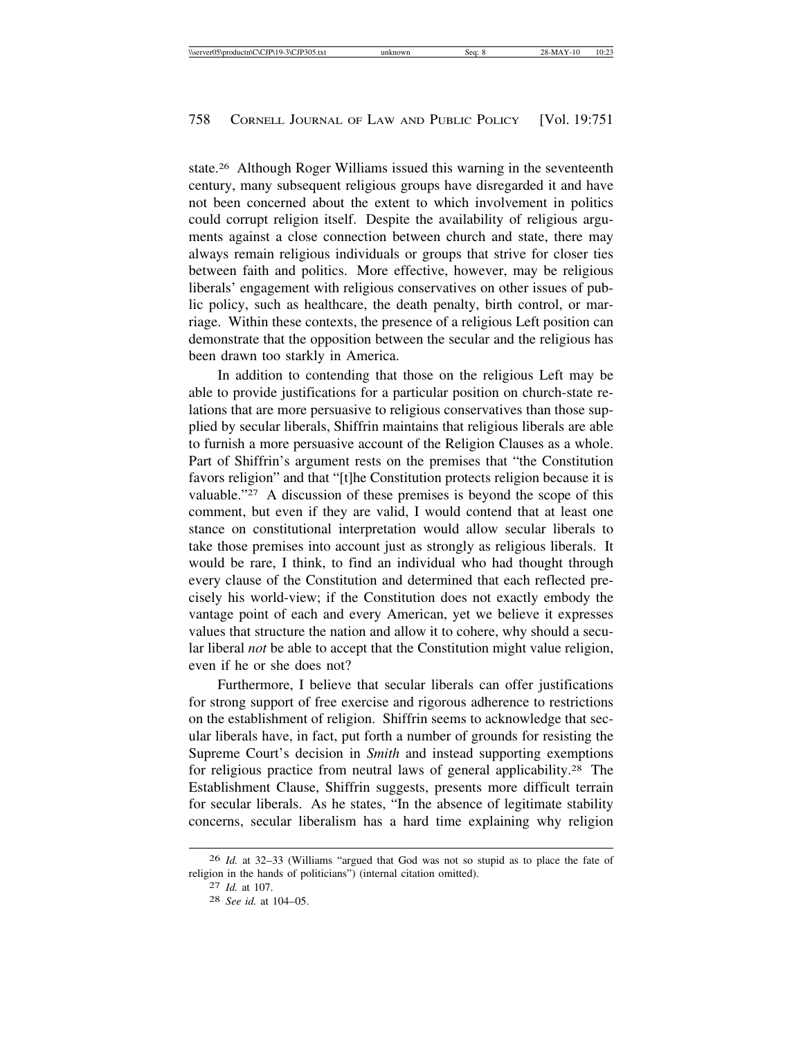state.[26] Although Roger Williams issued this warning in the seventeenth century, many subsequent religious groups have disregarded it and have not been concerned about the extent to which involvement in politics could corrupt religion itself. Despite the availability of religious arguments against a close connection between church and state, there may always remain religious individuals or groups that strive for closer ties between faith and politics. More effective, however, may be religious liberals' engagement with religious conservatives on other issues of public policy, such as healthcare, the death penalty, birth control, or marriage. Within these contexts, the presence of a religious Left position can demonstrate that the opposition between the secular and the religious has been drawn too starkly in America.

In addition to contending that those on the religious Left may be able to provide justifications for a particular position on church-state relations that are more persuasive to religious conservatives than those supplied by secular liberals, Shiffrin maintains that religious liberals are able to furnish a more persuasive account of the Religion Clauses as a whole. Part of Shiffrin's argument rests on the premises that "the Constitution favors religion" and that "[t]he Constitution protects religion because it is valuable."[27] A discussion of these premises is beyond the scope of this comment, but even if they are valid, I would contend that at least one stance on constitutional interpretation would allow secular liberals to take those premises into account just as strongly as religious liberals. It would be rare, I think, to find an individual who had thought through every clause of the Constitution and determined that each reflected precisely his world-view; if the Constitution does not exactly embody the vantage point of each and every American, yet we believe it expresses values that structure the nation and allow it to cohere, why should a secular liberal *not* be able to accept that the Constitution might value religion, even if he or she does not?

Furthermore, I believe that secular liberals can offer justifications for strong support of free exercise and rigorous adherence to restrictions on the establishment of religion. Shiffrin seems to acknowledge that secular liberals have, in fact, put forth a number of grounds for resisting the Supreme Court's decision in *Smith* and instead supporting exemptions for religious practice from neutral laws of general applicability.[28] The Establishment Clause, Shiffrin suggests, presents more difficult terrain for secular liberals. As he states, "In the absence of legitimate stability concerns, secular liberalism has a hard time explaining why religion

---

[26] *Id.* at 32–33 (Williams "argued that God was not so stupid as to place the fate of religion in the hands of politicians") (internal citation omitted).

[27] *Id.* at 107.

[28] *See id.* at 104–05.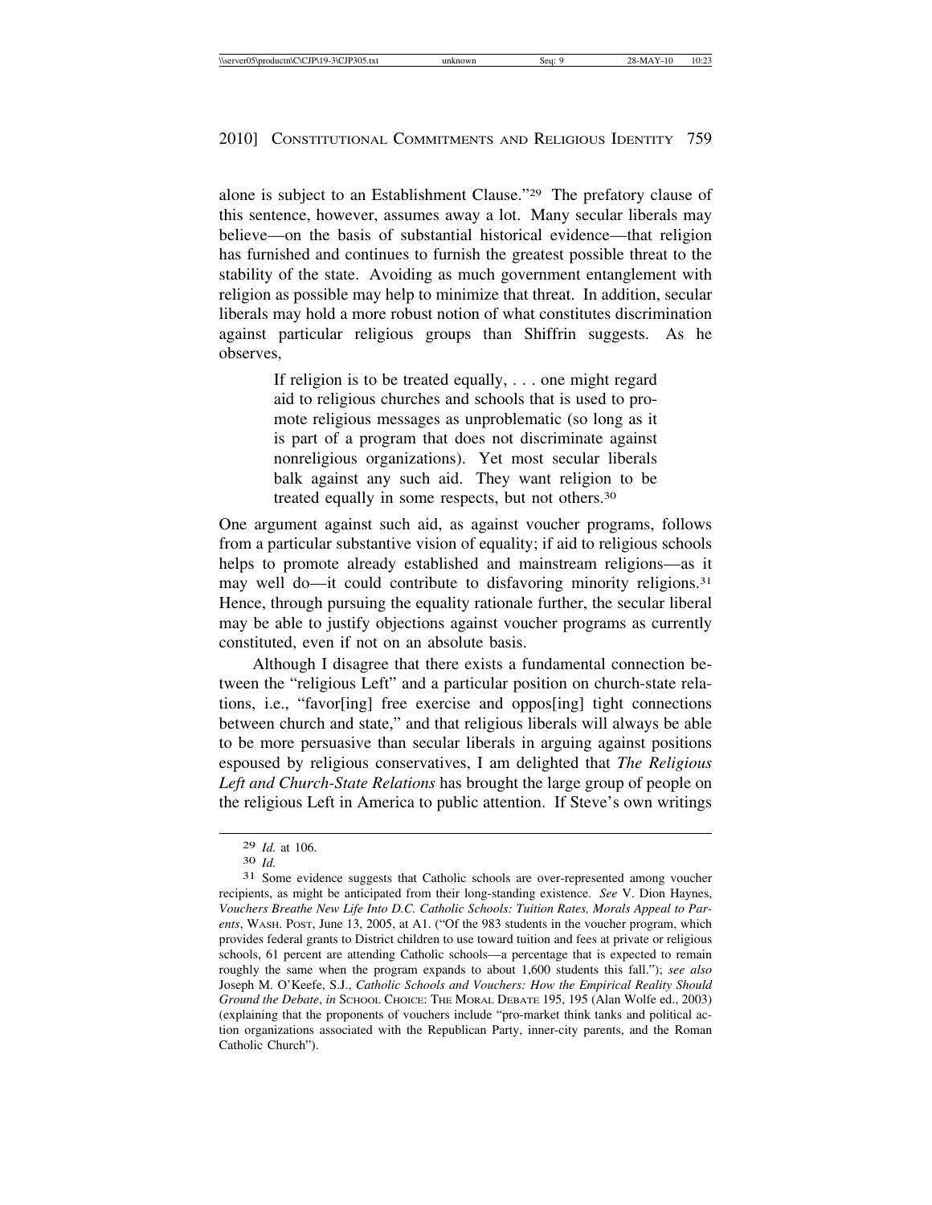alone is subject to an Establishment Clause."[29] The prefatory clause of this sentence, however, assumes away a lot. Many secular liberals may believe—on the basis of substantial historical evidence—that religion has furnished and continues to furnish the greatest possible threat to the stability of the state. Avoiding as much government entanglement with religion as possible may help to minimize that threat. In addition, secular liberals may hold a more robust notion of what constitutes discrimination against particular religious groups than Shiffrin suggests. As he observes,

> If religion is to be treated equally, . . . one might regard aid to religious churches and schools that is used to promote religious messages as unproblematic (so long as it is part of a program that does not discriminate against nonreligious organizations). Yet most secular liberals balk against any such aid. They want religion to be treated equally in some respects, but not others.[30]

One argument against such aid, as against voucher programs, follows from a particular substantive vision of equality; if aid to religious schools helps to promote already established and mainstream religions—as it may well do—it could contribute to disfavoring minority religions.[31] Hence, through pursuing the equality rationale further, the secular liberal may be able to justify objections against voucher programs as currently constituted, even if not on an absolute basis.

Although I disagree that there exists a fundamental connection between the "religious Left" and a particular position on church-state relations, i.e., "favor[ing] free exercise and oppos[ing] tight connections between church and state," and that religious liberals will always be able to be more persuasive than secular liberals in arguing against positions espoused by religious conservatives, I am delighted that *The Religious Left and Church-State Relations* has brought the large group of people on the religious Left in America to public attention. If Steve's own writings

---

29 *Id.* at 106.

30 *Id.*

31 Some evidence suggests that Catholic schools are over-represented among voucher recipients, as might be anticipated from their long-standing existence. *See* V. Dion Haynes, *Vouchers Breathe New Life Into D.C. Catholic Schools: Tuition Rates, Morals Appeal to Parents*, WASH. POST, June 13, 2005, at A1. ("Of the 983 students in the voucher program, which provides federal grants to District children to use toward tuition and fees at private or religious schools, 61 percent are attending Catholic schools—a percentage that is expected to remain roughly the same when the program expands to about 1,600 students this fall."); *see also* Joseph M. O'Keefe, S.J., *Catholic Schools and Vouchers: How the Empirical Reality Should Ground the Debate*, *in* SCHOOL CHOICE: THE MORAL DEBATE 195, 195 (Alan Wolfe ed., 2003) (explaining that the proponents of vouchers include "pro-market think tanks and political action organizations associated with the Republican Party, inner-city parents, and the Roman Catholic Church").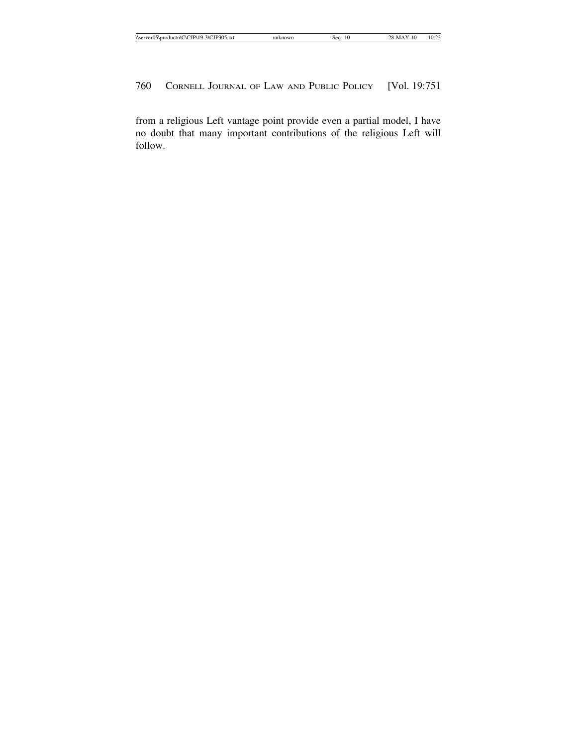from a religious Left vantage point provide even a partial model, I have no doubt that many important contributions of the religious Left will follow.